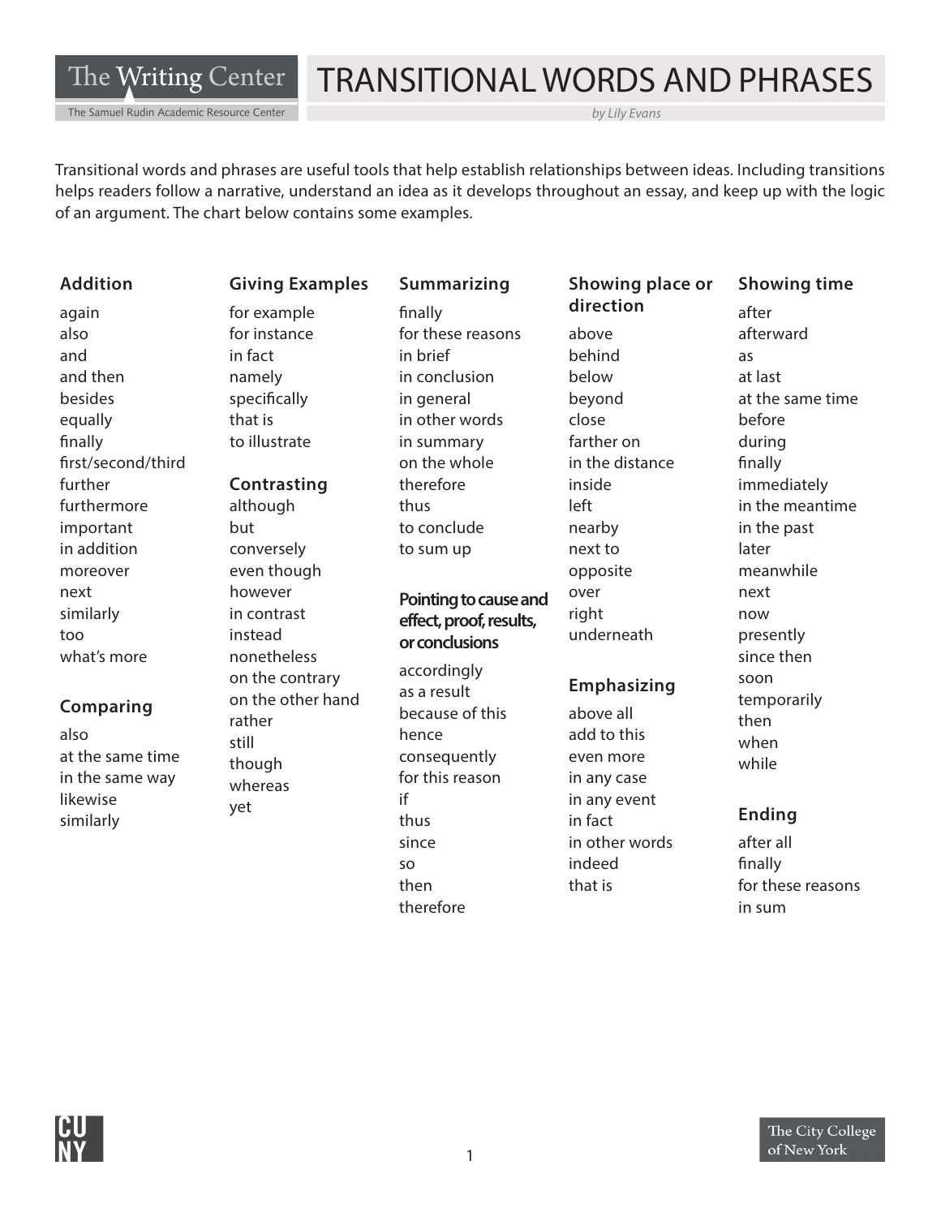# TRANSITIONAL WORDS AND PHRASES

*by Lily Evans*

Transitional words and phrases are useful tools that help establish relationships between ideas. Including transitions helps readers follow a narrative, understand an idea as it develops throughout an essay, and keep up with the logic of an argument. The chart below contains some examples.

## Addition

again
also
and
and then
besides
equally
finally
first/second/third
further
furthermore
important
in addition
moreover
next
similarly
too
what's more

## Comparing

also
at the same time
in the same way
likewise
similarly

## Giving Examples

for example
for instance
in fact
namely
specifically
that is
to illustrate

## Contrasting

although
but
conversely
even though
however
in contrast
instead
nonetheless
on the contrary
on the other hand
rather
still
though
whereas
yet

## Summarizing

finally
for these reasons
in brief
in conclusion
in general
in other words
in summary
on the whole
therefore
thus
to conclude
to sum up

## Pointing to cause and effect, proof, results, or conclusions

accordingly
as a result
because of this
hence
consequently
for this reason
if
thus
since
so
then
therefore

## Showing place or direction

above
behind
below
beyond
close
farther on
in the distance
inside
left
nearby
next to
opposite
over
right
underneath

## Emphasizing

above all
add to this
even more
in any case
in any event
in fact
in other words
indeed
that is

## Showing time

after
afterward
as
at last
at the same time
before
during
finally
immediately
in the meantime
in the past
later
meanwhile
next
now
presently
since then
soon
temporarily
then
when
while

## Ending

after all
finally
for these reasons
in sum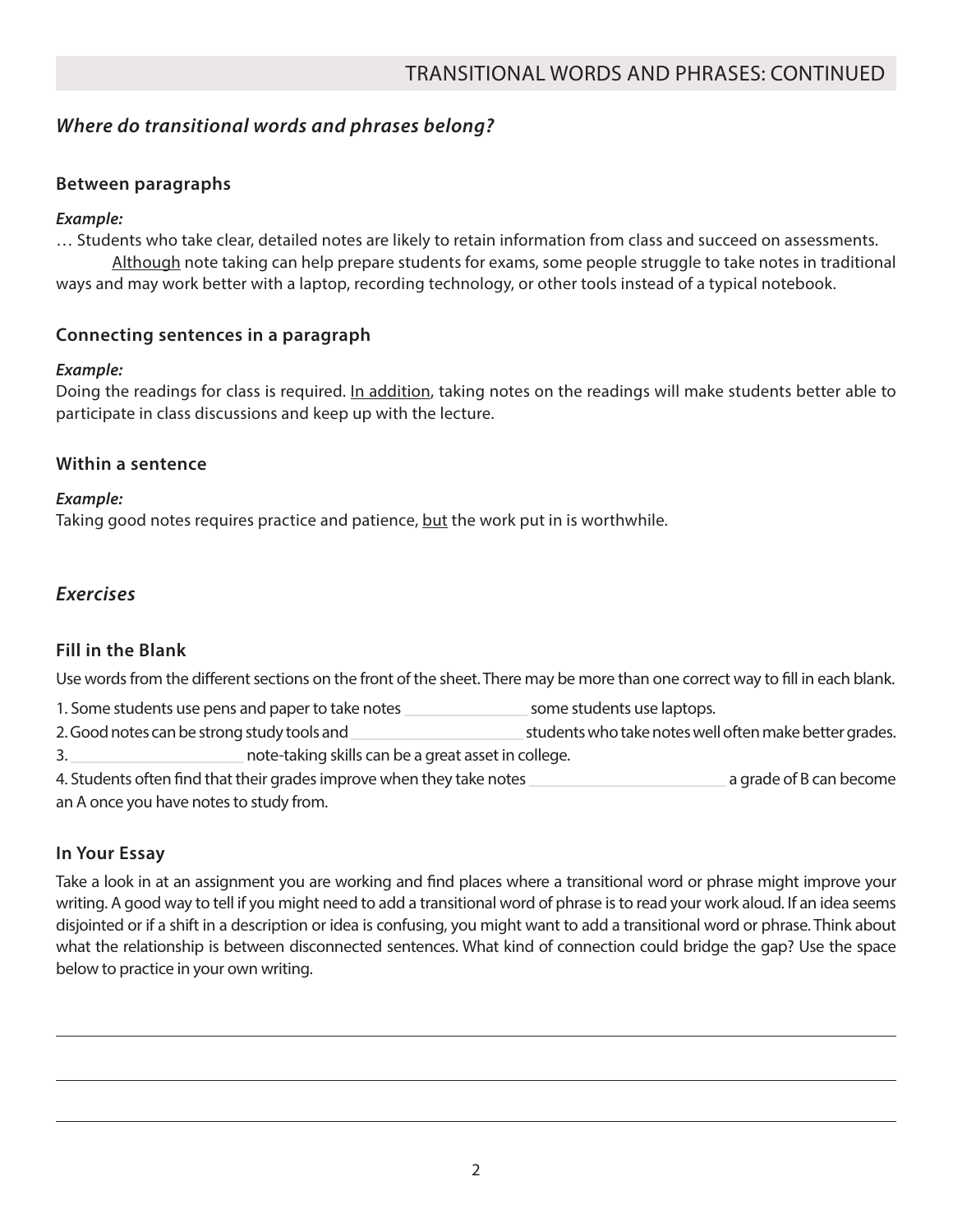## TRANSITIONAL WORDS AND PHRASES: CONTINUED

### *Where do transitional words and phrases belong?*

#### Between paragraphs

***Example:***

… Students who take clear, detailed notes are likely to retain information from class and succeed on assessments.

<u>Although</u> note taking can help prepare students for exams, some people struggle to take notes in traditional ways and may work better with a laptop, recording technology, or other tools instead of a typical notebook.

#### Connecting sentences in a paragraph

***Example:***

Doing the readings for class is required. <u>In addition</u>, taking notes on the readings will make students better able to participate in class discussions and keep up with the lecture.

#### Within a sentence

***Example:***

Taking good notes requires practice and patience, <u>but</u> the work put in is worthwhile.

### *Exercises*

#### Fill in the Blank

Use words from the different sections on the front of the sheet. There may be more than one correct way to fill in each blank.

1. Some students use pens and paper to take notes ______________ some students use laptops.
2. Good notes can be strong study tools and ____________________ students who take notes well often make better grades.
3. ____________________ note-taking skills can be a great asset in college.
4. Students often find that their grades improve when they take notes ______________________ a grade of B can become an A once you have notes to study from.

#### In Your Essay

Take a look in at an assignment you are working and find places where a transitional word or phrase might improve your writing. A good way to tell if you might need to add a transitional word of phrase is to read your work aloud. If an idea seems disjointed or if a shift in a description or idea is confusing, you might want to add a transitional word or phrase. Think about what the relationship is between disconnected sentences. What kind of connection could bridge the gap? Use the space below to practice in your own writing.

______________________________________________________________________________

______________________________________________________________________________

______________________________________________________________________________